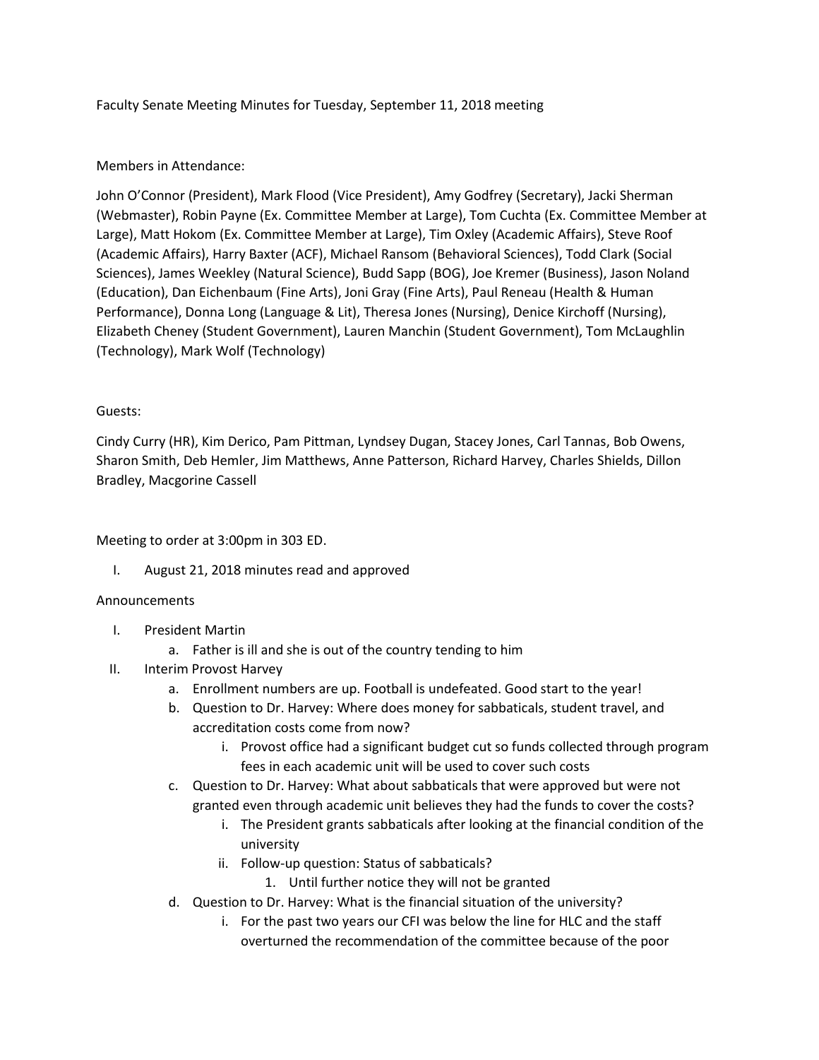Faculty Senate Meeting Minutes for Tuesday, September 11, 2018 meeting

Members in Attendance:

John O'Connor (President), Mark Flood (Vice President), Amy Godfrey (Secretary), Jacki Sherman (Webmaster), Robin Payne (Ex. Committee Member at Large), Tom Cuchta (Ex. Committee Member at Large), Matt Hokom (Ex. Committee Member at Large), Tim Oxley (Academic Affairs), Steve Roof (Academic Affairs), Harry Baxter (ACF), Michael Ransom (Behavioral Sciences), Todd Clark (Social Sciences), James Weekley (Natural Science), Budd Sapp (BOG), Joe Kremer (Business), Jason Noland (Education), Dan Eichenbaum (Fine Arts), Joni Gray (Fine Arts), Paul Reneau (Health & Human Performance), Donna Long (Language & Lit), Theresa Jones (Nursing), Denice Kirchoff (Nursing), Elizabeth Cheney (Student Government), Lauren Manchin (Student Government), Tom McLaughlin (Technology), Mark Wolf (Technology)

Guests:

Cindy Curry (HR), Kim Derico, Pam Pittman, Lyndsey Dugan, Stacey Jones, Carl Tannas, Bob Owens, Sharon Smith, Deb Hemler, Jim Matthews, Anne Patterson, Richard Harvey, Charles Shields, Dillon Bradley, Macgorine Cassell

Meeting to order at 3:00pm in 303 ED.

I. August 21, 2018 minutes read and approved

Announcements

I. President Martin
   a. Father is ill and she is out of the country tending to him
II. Interim Provost Harvey
   a. Enrollment numbers are up. Football is undefeated. Good start to the year!
   b. Question to Dr. Harvey: Where does money for sabbaticals, student travel, and accreditation costs come from now?
      i. Provost office had a significant budget cut so funds collected through program fees in each academic unit will be used to cover such costs
   c. Question to Dr. Harvey: What about sabbaticals that were approved but were not granted even through academic unit believes they had the funds to cover the costs?
      i. The President grants sabbaticals after looking at the financial condition of the university
      ii. Follow-up question: Status of sabbaticals?
         1. Until further notice they will not be granted
   d. Question to Dr. Harvey: What is the financial situation of the university?
      i. For the past two years our CFI was below the line for HLC and the staff overturned the recommendation of the committee because of the poor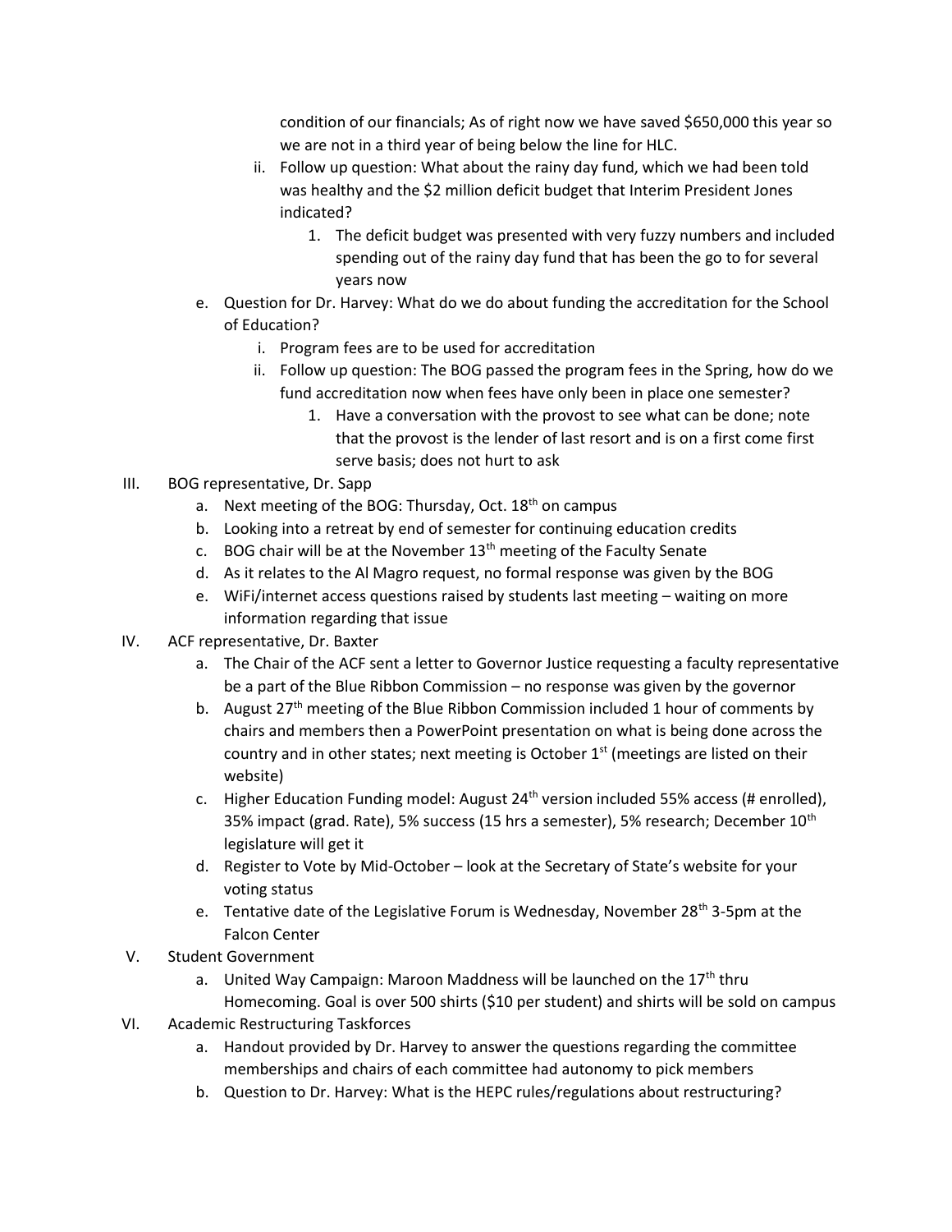condition of our financials; As of right now we have saved $650,000 this year so we are not in a third year of being below the line for HLC.

   ii. Follow up question: What about the rainy day fund, which we had been told was healthy and the $2 million deficit budget that Interim President Jones indicated?

      1. The deficit budget was presented with very fuzzy numbers and included spending out of the rainy day fund that has been the go to for several years now

e. Question for Dr. Harvey: What do we do about funding the accreditation for the School of Education?

   i. Program fees are to be used for accreditation

   ii. Follow up question: The BOG passed the program fees in the Spring, how do we fund accreditation now when fees have only been in place one semester?

      1. Have a conversation with the provost to see what can be done; note that the provost is the lender of last resort and is on a first come first serve basis; does not hurt to ask

III. BOG representative, Dr. Sapp

   a. Next meeting of the BOG: Thursday, Oct. 18th on campus
   b. Looking into a retreat by end of semester for continuing education credits
   c. BOG chair will be at the November 13th meeting of the Faculty Senate
   d. As it relates to the Al Magro request, no formal response was given by the BOG
   e. WiFi/internet access questions raised by students last meeting – waiting on more information regarding that issue

IV. ACF representative, Dr. Baxter

   a. The Chair of the ACF sent a letter to Governor Justice requesting a faculty representative be a part of the Blue Ribbon Commission – no response was given by the governor
   b. August 27th meeting of the Blue Ribbon Commission included 1 hour of comments by chairs and members then a PowerPoint presentation on what is being done across the country and in other states; next meeting is October 1st (meetings are listed on their website)
   c. Higher Education Funding model: August 24th version included 55% access (# enrolled), 35% impact (grad. Rate), 5% success (15 hrs a semester), 5% research; December 10th legislature will get it
   d. Register to Vote by Mid-October – look at the Secretary of State's website for your voting status
   e. Tentative date of the Legislative Forum is Wednesday, November 28th 3-5pm at the Falcon Center

V. Student Government

   a. United Way Campaign: Maroon Maddness will be launched on the 17th thru Homecoming. Goal is over 500 shirts ($10 per student) and shirts will be sold on campus

VI. Academic Restructuring Taskforces

   a. Handout provided by Dr. Harvey to answer the questions regarding the committee memberships and chairs of each committee had autonomy to pick members
   b. Question to Dr. Harvey: What is the HEPC rules/regulations about restructuring?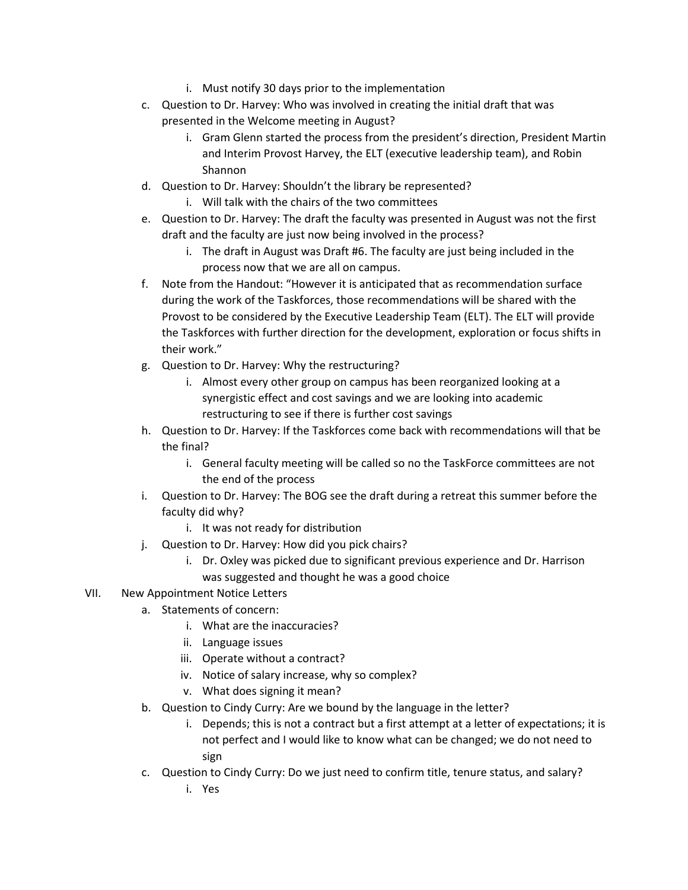i. Must notify 30 days prior to the implementation

c. Question to Dr. Harvey: Who was involved in creating the initial draft that was presented in the Welcome meeting in August?
    i. Gram Glenn started the process from the president's direction, President Martin and Interim Provost Harvey, the ELT (executive leadership team), and Robin Shannon
d. Question to Dr. Harvey: Shouldn't the library be represented?
    i. Will talk with the chairs of the two committees
e. Question to Dr. Harvey: The draft the faculty was presented in August was not the first draft and the faculty are just now being involved in the process?
    i. The draft in August was Draft #6. The faculty are just being included in the process now that we are all on campus.
f. Note from the Handout: "However it is anticipated that as recommendation surface during the work of the Taskforces, those recommendations will be shared with the Provost to be considered by the Executive Leadership Team (ELT). The ELT will provide the Taskforces with further direction for the development, exploration or focus shifts in their work."
g. Question to Dr. Harvey: Why the restructuring?
    i. Almost every other group on campus has been reorganized looking at a synergistic effect and cost savings and we are looking into academic restructuring to see if there is further cost savings
h. Question to Dr. Harvey: If the Taskforces come back with recommendations will that be the final?
    i. General faculty meeting will be called so no the TaskForce committees are not the end of the process
i. Question to Dr. Harvey: The BOG see the draft during a retreat this summer before the faculty did why?
    i. It was not ready for distribution
j. Question to Dr. Harvey: How did you pick chairs?
    i. Dr. Oxley was picked due to significant previous experience and Dr. Harrison was suggested and thought he was a good choice

VII. New Appointment Notice Letters
  a. Statements of concern:
    i. What are the inaccuracies?
    ii. Language issues
    iii. Operate without a contract?
    iv. Notice of salary increase, why so complex?
    v. What does signing it mean?
  b. Question to Cindy Curry: Are we bound by the language in the letter?
    i. Depends; this is not a contract but a first attempt at a letter of expectations; it is not perfect and I would like to know what can be changed; we do not need to sign
  c. Question to Cindy Curry: Do we just need to confirm title, tenure status, and salary?
    i. Yes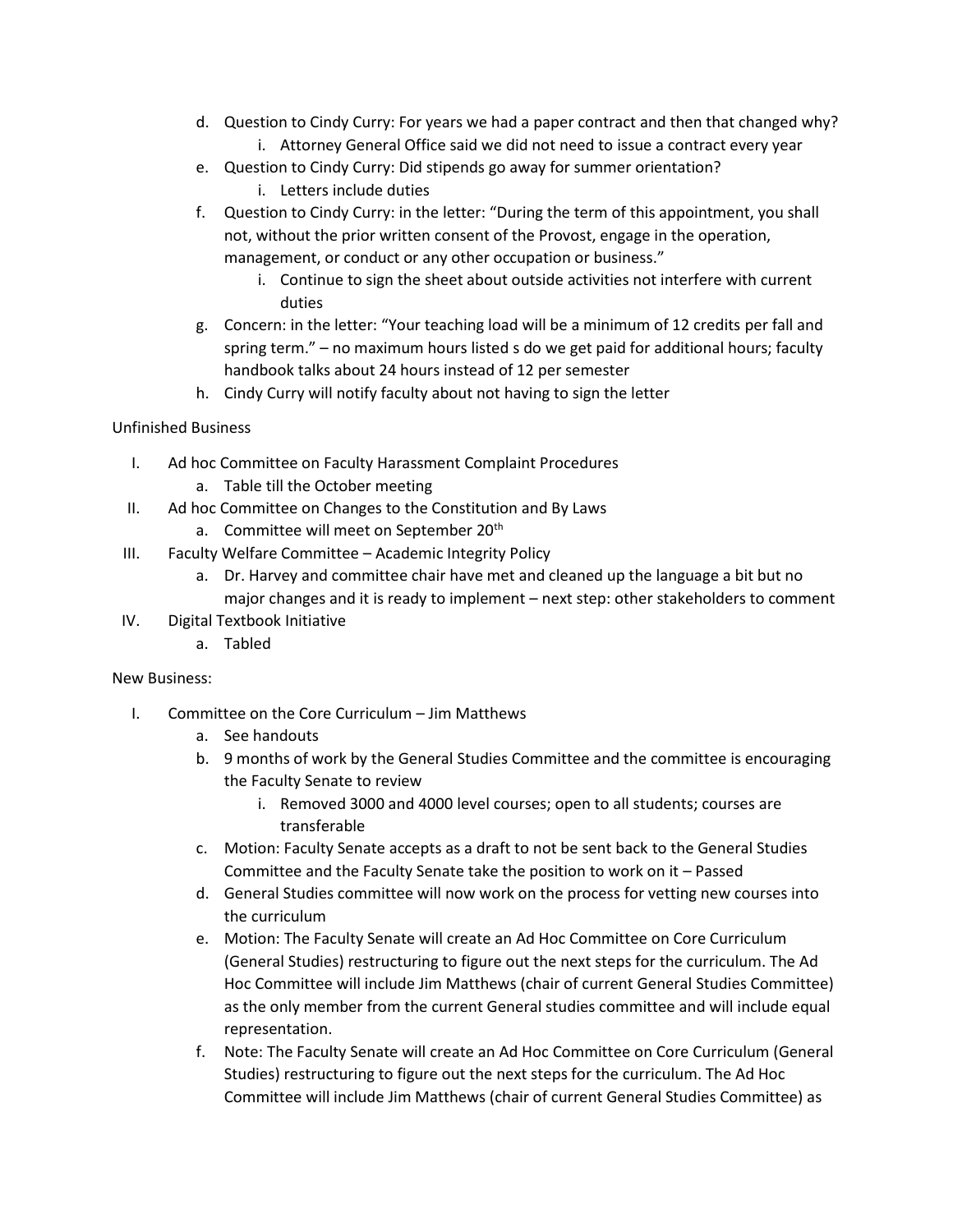d. Question to Cindy Curry: For years we had a paper contract and then that changed why?
   i. Attorney General Office said we did not need to issue a contract every year
e. Question to Cindy Curry: Did stipends go away for summer orientation?
   i. Letters include duties
f. Question to Cindy Curry: in the letter: "During the term of this appointment, you shall not, without the prior written consent of the Provost, engage in the operation, management, or conduct or any other occupation or business."
   i. Continue to sign the sheet about outside activities not interfere with current duties
g. Concern: in the letter: "Your teaching load will be a minimum of 12 credits per fall and spring term." – no maximum hours listed s do we get paid for additional hours; faculty handbook talks about 24 hours instead of 12 per semester
h. Cindy Curry will notify faculty about not having to sign the letter

Unfinished Business

I. Ad hoc Committee on Faculty Harassment Complaint Procedures
   a. Table till the October meeting
II. Ad hoc Committee on Changes to the Constitution and By Laws
   a. Committee will meet on September 20th
III. Faculty Welfare Committee – Academic Integrity Policy
   a. Dr. Harvey and committee chair have met and cleaned up the language a bit but no major changes and it is ready to implement – next step: other stakeholders to comment
IV. Digital Textbook Initiative
   a. Tabled

New Business:

I. Committee on the Core Curriculum – Jim Matthews
   a. See handouts
   b. 9 months of work by the General Studies Committee and the committee is encouraging the Faculty Senate to review
      i. Removed 3000 and 4000 level courses; open to all students; courses are transferable
   c. Motion: Faculty Senate accepts as a draft to not be sent back to the General Studies Committee and the Faculty Senate take the position to work on it – Passed
   d. General Studies committee will now work on the process for vetting new courses into the curriculum
   e. Motion: The Faculty Senate will create an Ad Hoc Committee on Core Curriculum (General Studies) restructuring to figure out the next steps for the curriculum. The Ad Hoc Committee will include Jim Matthews (chair of current General Studies Committee) as the only member from the current General studies committee and will include equal representation.
   f. Note: The Faculty Senate will create an Ad Hoc Committee on Core Curriculum (General Studies) restructuring to figure out the next steps for the curriculum. The Ad Hoc Committee will include Jim Matthews (chair of current General Studies Committee) as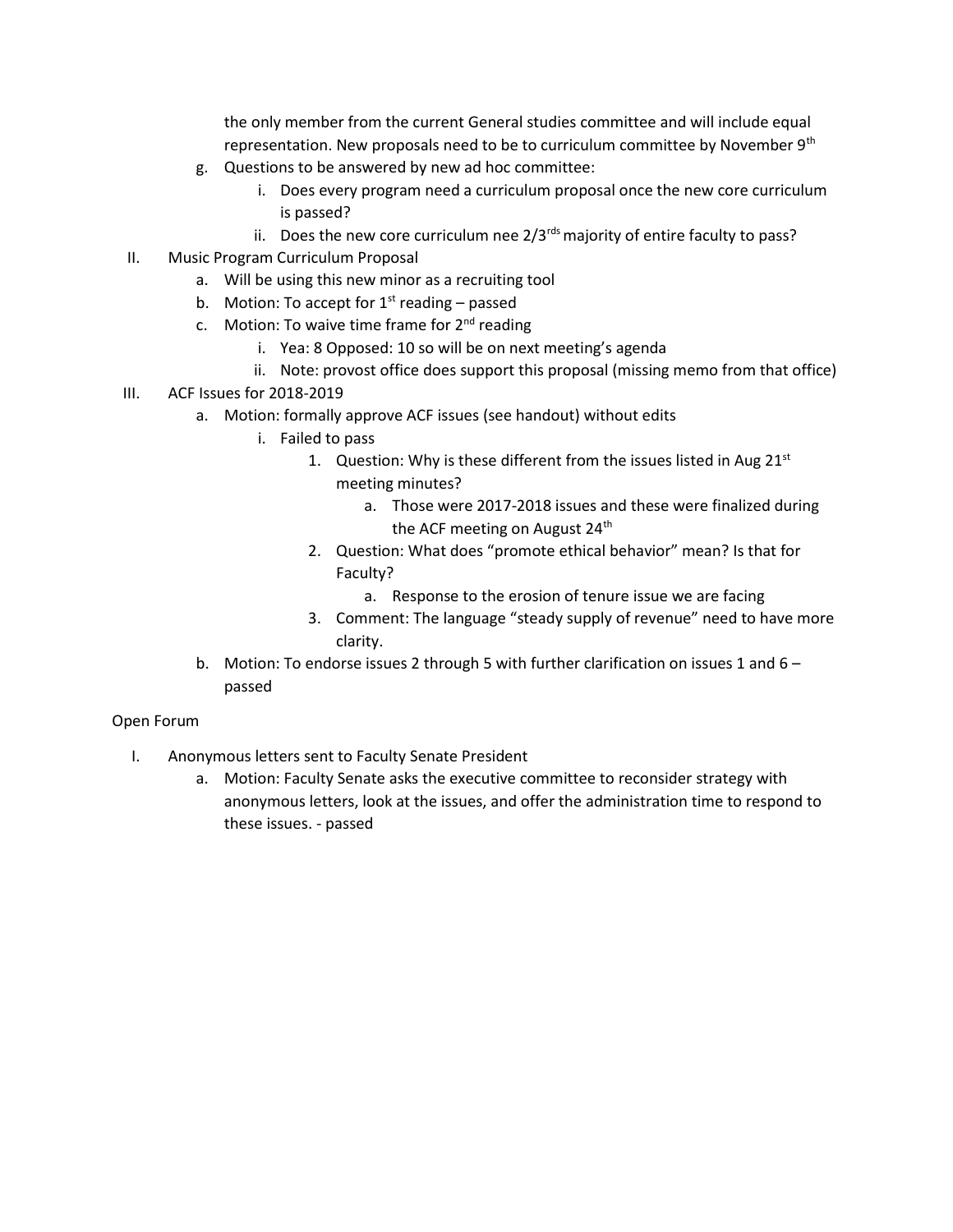the only member from the current General studies committee and will include equal representation. New proposals need to be to curriculum committee by November 9th

- g. Questions to be answered by new ad hoc committee:
  - i. Does every program need a curriculum proposal once the new core curriculum is passed?
  - ii. Does the new core curriculum nee 2/3rds majority of entire faculty to pass?

II. Music Program Curriculum Proposal

- a. Will be using this new minor as a recruiting tool
- b. Motion: To accept for 1st reading – passed
- c. Motion: To waive time frame for 2nd reading
  - i. Yea: 8 Opposed: 10 so will be on next meeting's agenda
  - ii. Note: provost office does support this proposal (missing memo from that office)

III. ACF Issues for 2018-2019

- a. Motion: formally approve ACF issues (see handout) without edits
  - i. Failed to pass
    1. Question: Why is these different from the issues listed in Aug 21st meeting minutes?
       - a. Those were 2017-2018 issues and these were finalized during the ACF meeting on August 24th
    2. Question: What does "promote ethical behavior" mean? Is that for Faculty?
       - a. Response to the erosion of tenure issue we are facing
    3. Comment: The language "steady supply of revenue" need to have more clarity.
- b. Motion: To endorse issues 2 through 5 with further clarification on issues 1 and 6 – passed

Open Forum

I. Anonymous letters sent to Faculty Senate President

- a. Motion: Faculty Senate asks the executive committee to reconsider strategy with anonymous letters, look at the issues, and offer the administration time to respond to these issues. - passed